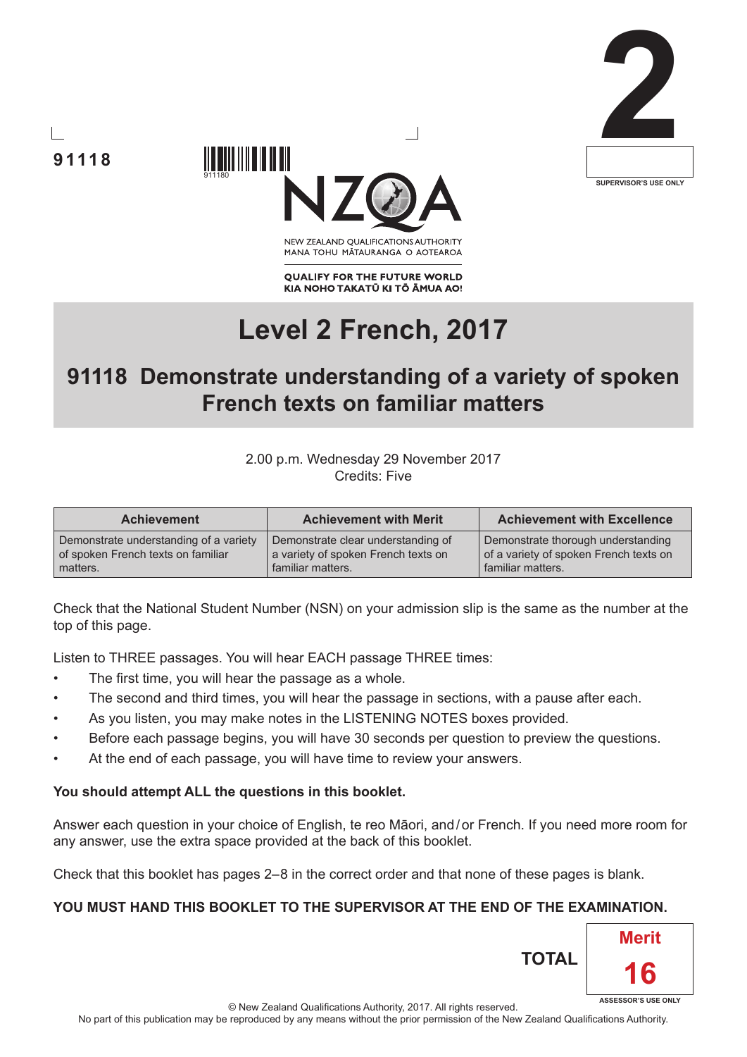91118

911180

NEW ZEALAND QUALIFICATIONS AUTHORITY
MANA TOHU MĀTAURANGA O AOTEAROA

**QUALIFY FOR THE FUTURE WORLD**
**KIA NOHO TAKATŪ KI TŌ ĀMUA AO!**

2

SUPERVISOR'S USE ONLY

# Level 2 French, 2017

## 91118 Demonstrate understanding of a variety of spoken French texts on familiar matters

2.00 p.m. Wednesday 29 November 2017
Credits: Five

| Achievement | Achievement with Merit | Achievement with Excellence |
|---|---|---|
| Demonstrate understanding of a variety of spoken French texts on familiar matters. | Demonstrate clear understanding of a variety of spoken French texts on familiar matters. | Demonstrate thorough understanding of a variety of spoken French texts on familiar matters. |

Check that the National Student Number (NSN) on your admission slip is the same as the number at the top of this page.

Listen to THREE passages. You will hear EACH passage THREE times:

- The first time, you will hear the passage as a whole.
- The second and third times, you will hear the passage in sections, with a pause after each.
- As you listen, you may make notes in the LISTENING NOTES boxes provided.
- Before each passage begins, you will have 30 seconds per question to preview the questions.
- At the end of each passage, you will have time to review your answers.

**You should attempt ALL the questions in this booklet.**

Answer each question in your choice of English, te reo Māori, and/or French. If you need more room for any answer, use the extra space provided at the back of this booklet.

Check that this booklet has pages 2–8 in the correct order and that none of these pages is blank.

**YOU MUST HAND THIS BOOKLET TO THE SUPERVISOR AT THE END OF THE EXAMINATION.**

**TOTAL** Merit 16

ASSESSOR'S USE ONLY

© New Zealand Qualifications Authority, 2017. All rights reserved.
No part of this publication may be reproduced by any means without the prior permission of the New Zealand Qualifications Authority.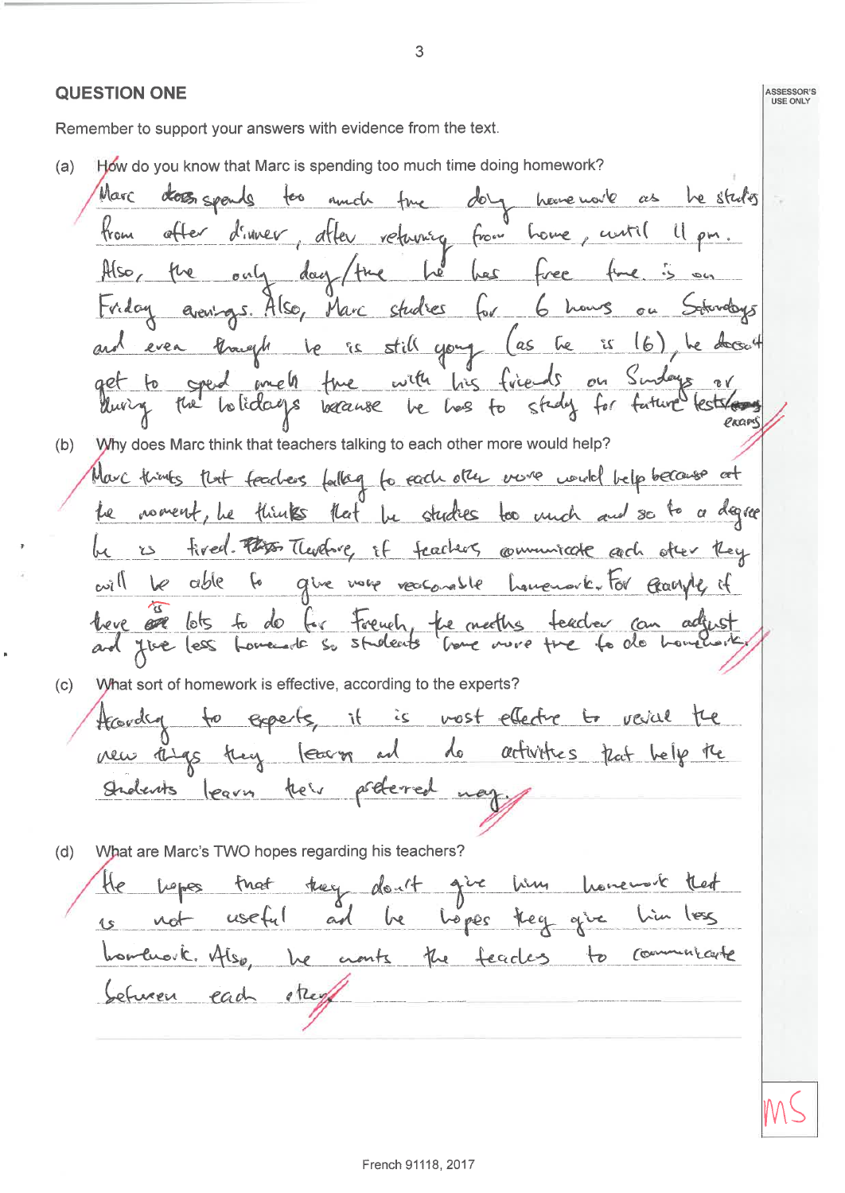## QUESTION ONE

Remember to support your answers with evidence from the text.

ASSESSOR'S USE ONLY

(a) How do you know that Marc is spending too much time doing homework?

Marc does spends too much time doing homework as he studies from after dinner, after returning from home, until 11 pm. Also, the only day/time he has free time is on Friday evenings. Also, Marc studies for 6 hours on Saturdays and even though he is still young (as he is 16), he doesn't get to spend much time with his friends on Sundays or during the holidays because he has to study for future tests/exams

(b) Why does Marc think that teachers talking to each other more would help?

Marc thinks that teachers talking to each other more would help because at the moment, he thinks that he studies too much and so to a degree he is tired. Therefore, if teachers communicate each other they will be able to give more reasonable homework. For example, if there is lots to do for French, the maths teacher can adjust and give less homework so students have more time to do homework.

(c) What sort of homework is effective, according to the experts?

According to experts, it is most effective to revise the new things they learn and do activities that help the students learn their preferred way.

(d) What are Marc's TWO hopes regarding his teachers?

He hopes that they don't give him homework that is not useful and he hopes they give him less homework. Also, he wants the teachers to communicate between each other

MS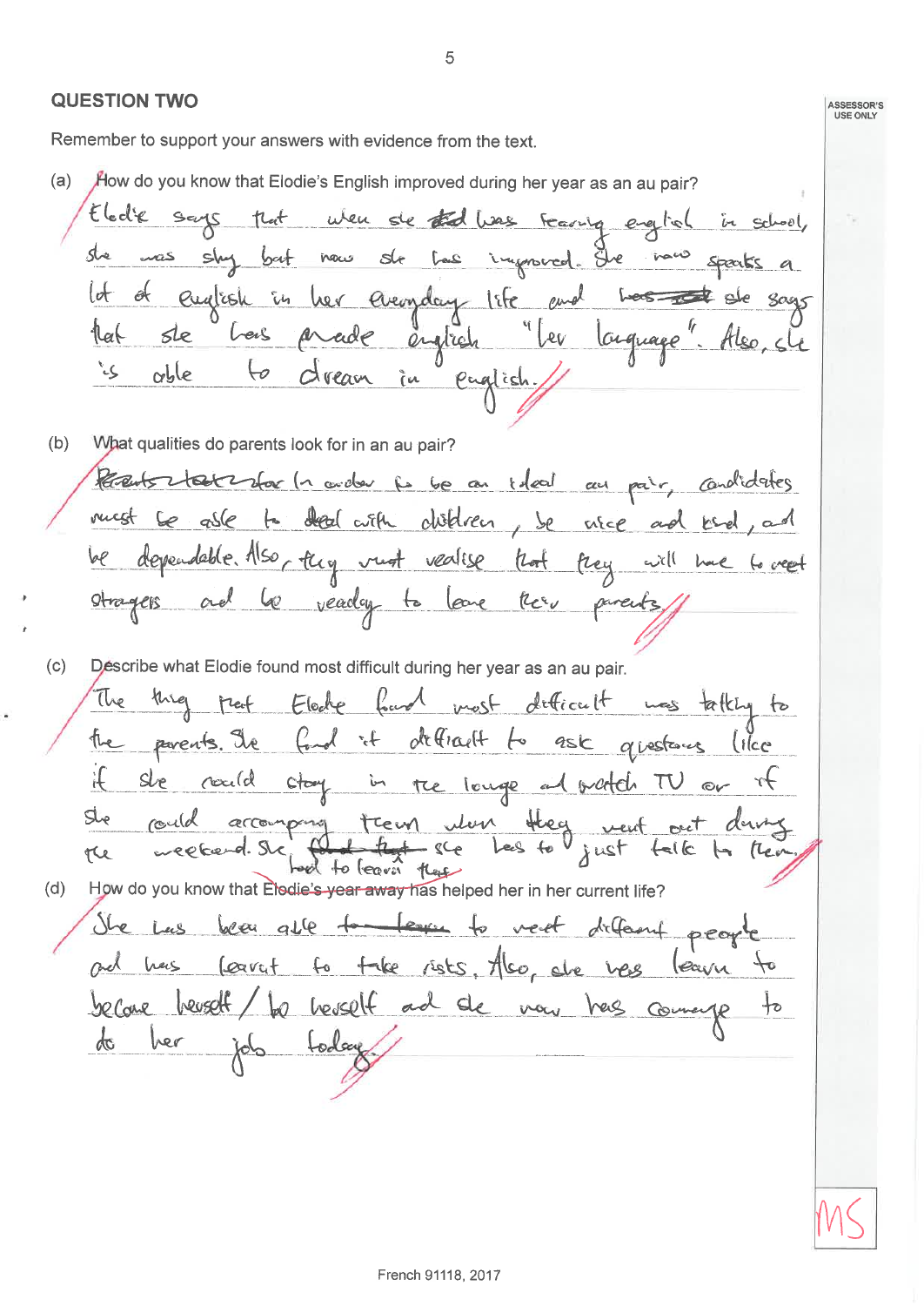## QUESTION TWO

Remember to support your answers with evidence from the text.

(a) How do you know that Elodie's English improved during her year as an au pair?

Elodie says that when she ~~did~~ was learning english in school, she was shy but now she has improved. She now speaks a lot of english in her everyday life and ~~has~~ she says that she has made english "her language". Also, she is able to dream in english.

(b) What qualities do parents look for in an au pair?

~~Parents look for~~ In order to be an ideal au pair, candidates must be able to deal with children, be nice and kind, and be dependable. Also, they must realise that they will have to meet strangers and be ready to leave their parents.

(c) Describe what Elodie found most difficult during her year as an au pair.

The thing that Elodie found most difficult was talking to the parents. She find it difficult to ask questions like if she could stay in the lounge and watch TV or if she could accompany them when they went out during the weekend. She ~~found that~~ she had to learn that she has to just talk to them.

(d) How do you know that Elodie's year away has helped her in her current life?

She has been able ~~to learn~~ to meet different people and has learnt to take risks. Also, she has learn to become herself / be herself and she now has courage to do her job today.

MS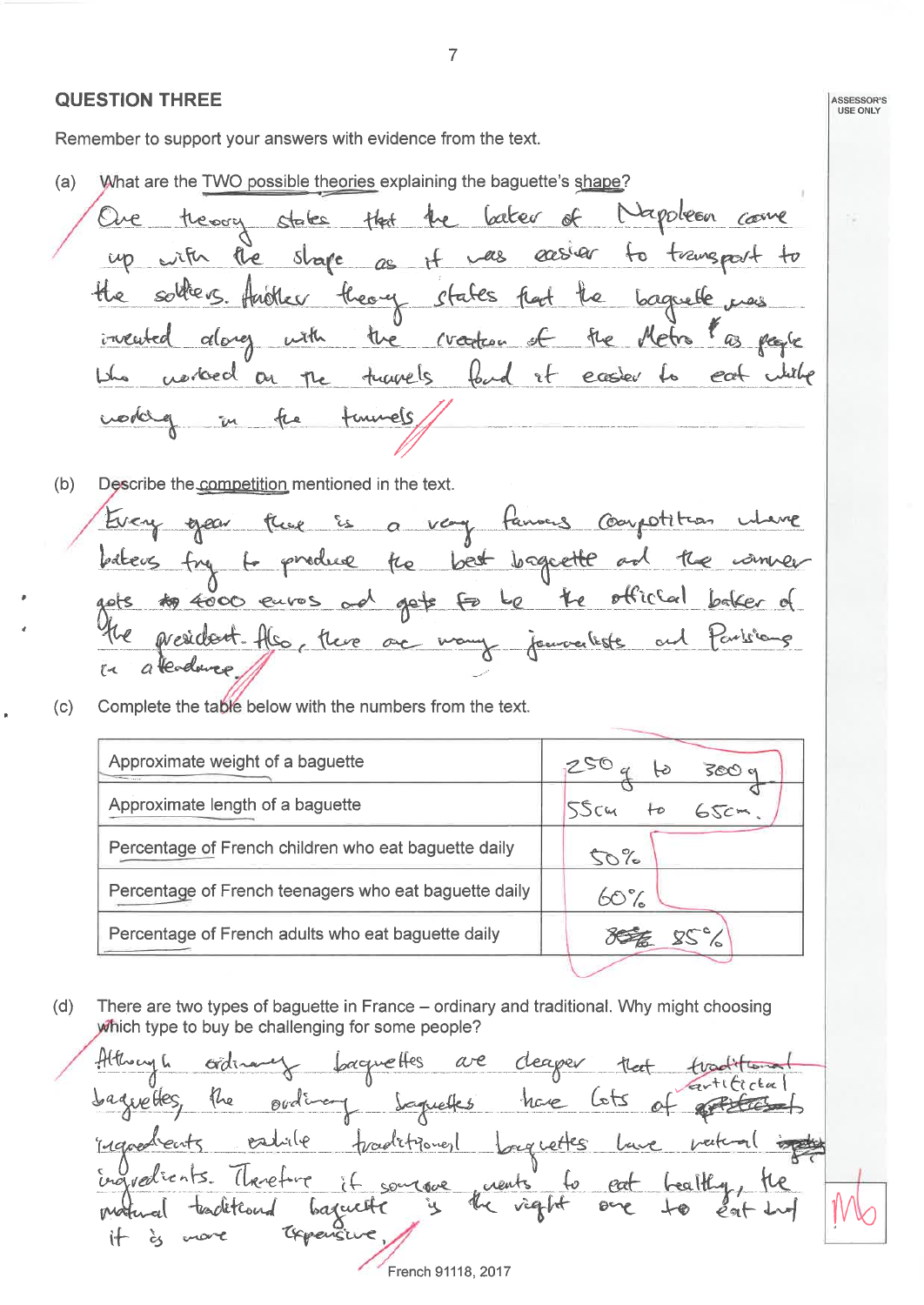## QUESTION THREE

Remember to support your answers with evidence from the text.

(a) What are the TWO possible theories explaining the baguette's shape?

One theory states that the baker of Napoleon came up with the shape as it was easier to transport to the soldiers. Another theory states that the baguette was invented along with the creation of the Metro & as people who worked on the tunnels found it easier to eat while working in the tunnels.

(b) Describe the competition mentioned in the text.

Every year there is a very famous competition where bakers try to produce the best baguette and the winner gets ~~to~~ 4000 euros and gets to be the official baker of the president. Also, there are many journalists and Parisians in attendance.

(c) Complete the table below with the numbers from the text.

| | |
|---|---|
| Approximate weight of a baguette | 250 g to 300 g |
| Approximate length of a baguette | 55cm to 65cm. |
| Percentage of French children who eat baguette daily | 50% |
| Percentage of French teenagers who eat baguette daily | 60% |
| Percentage of French adults who eat baguette daily | ~~85%~~ 85% |

(d) There are two types of baguette in France – ordinary and traditional. Why might choosing which type to buy be challenging for some people?

Although ordinary baguettes are cheaper that ~~traditional~~ baguettes, the ordinary baguettes have lots of artificial ~~~~ ingredients while traditional baguettes have natural ~~~~ ingredients. Therefore if someone wants to eat healthy, the natural traditional baguette is the right one to eat but it is more expensive.

M6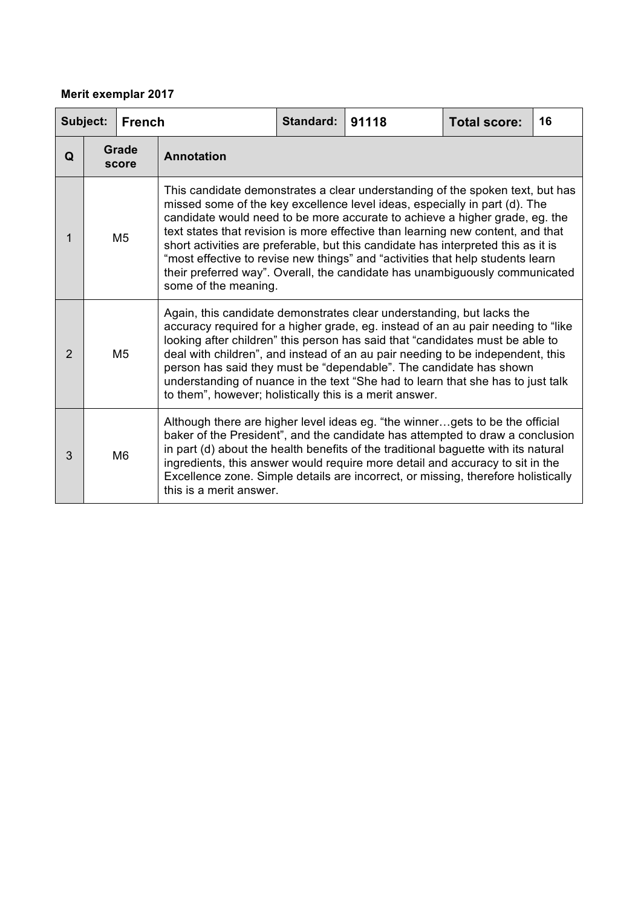**Merit exemplar 2017**

| Subject: | French | Standard: | 91118 | Total score: | 16 |
|---|---|---|---|---|---|

| Q | Grade score | Annotation |
|---|---|---|
| 1 | M5 | This candidate demonstrates a clear understanding of the spoken text, but has missed some of the key excellence level ideas, especially in part (d). The candidate would need to be more accurate to achieve a higher grade, eg. the text states that revision is more effective than learning new content, and that short activities are preferable, but this candidate has interpreted this as it is "most effective to revise new things" and "activities that help students learn their preferred way". Overall, the candidate has unambiguously communicated some of the meaning. |
| 2 | M5 | Again, this candidate demonstrates clear understanding, but lacks the accuracy required for a higher grade, eg. instead of an au pair needing to "like looking after children" this person has said that "candidates must be able to deal with children", and instead of an au pair needing to be independent, this person has said they must be "dependable". The candidate has shown understanding of nuance in the text "She had to learn that she has to just talk to them", however; holistically this is a merit answer. |
| 3 | M6 | Although there are higher level ideas eg. "the winner…gets to be the official baker of the President", and the candidate has attempted to draw a conclusion in part (d) about the health benefits of the traditional baguette with its natural ingredients, this answer would require more detail and accuracy to sit in the Excellence zone. Simple details are incorrect, or missing, therefore holistically this is a merit answer. |